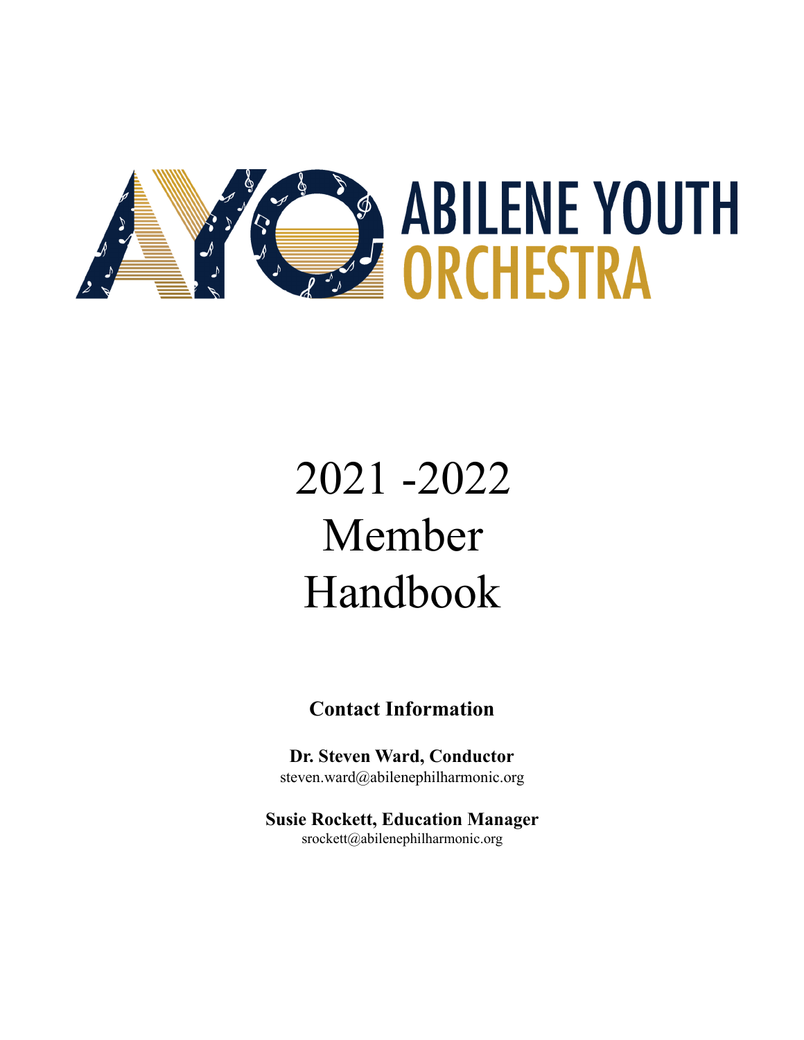AYO ABILENE YOUTH ORCHESTRA

# 2021 -2022 Member Handbook

**Contact Information**

**Dr. Steven Ward, Conductor**
steven.ward@abilenephilharmonic.org

**Susie Rockett, Education Manager**
srockett@abilenephilharmonic.org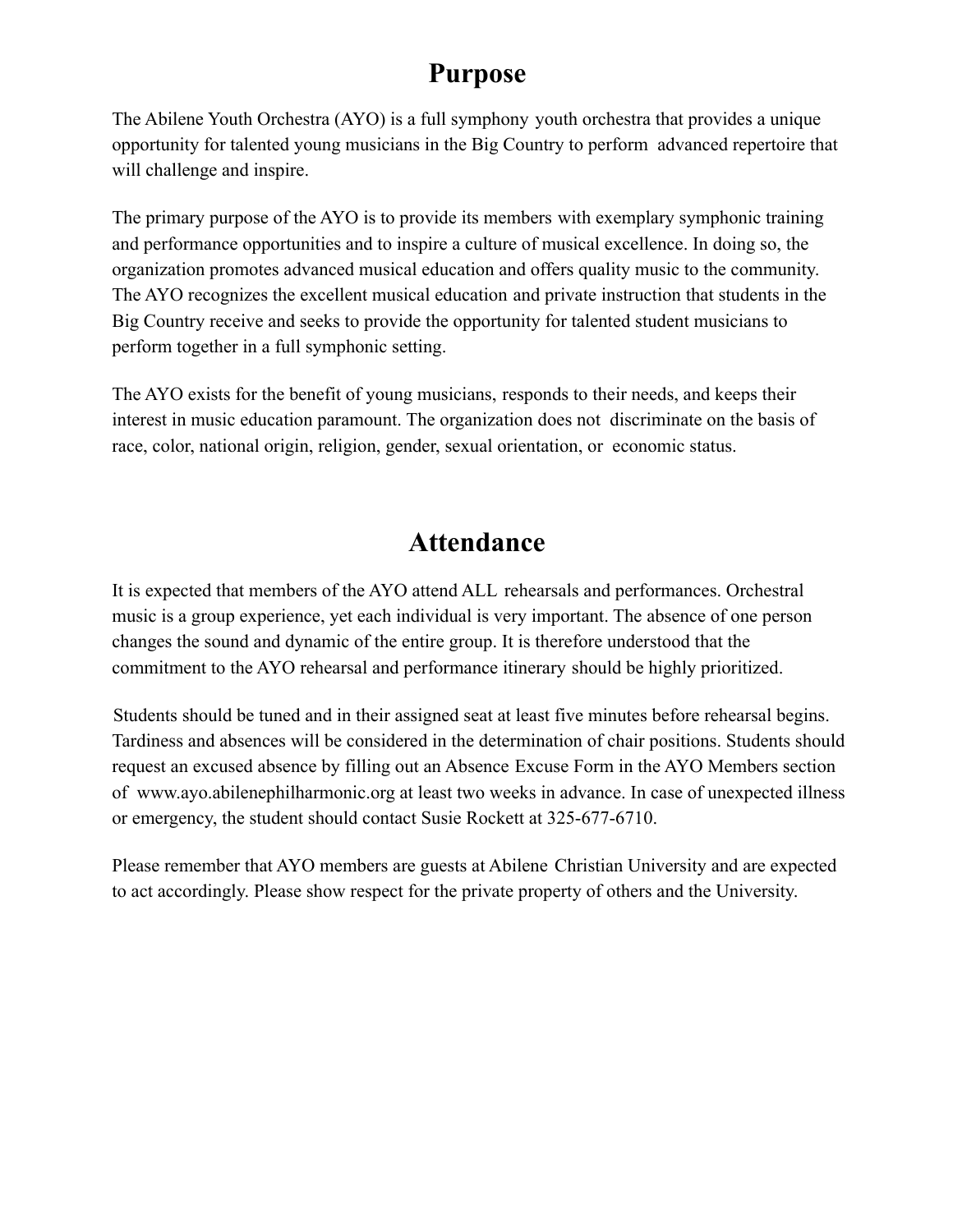# Purpose

The Abilene Youth Orchestra (AYO) is a full symphony youth orchestra that provides a unique opportunity for talented young musicians in the Big Country to perform advanced repertoire that will challenge and inspire.

The primary purpose of the AYO is to provide its members with exemplary symphonic training and performance opportunities and to inspire a culture of musical excellence. In doing so, the organization promotes advanced musical education and offers quality music to the community. The AYO recognizes the excellent musical education and private instruction that students in the Big Country receive and seeks to provide the opportunity for talented student musicians to perform together in a full symphonic setting.

The AYO exists for the benefit of young musicians, responds to their needs, and keeps their interest in music education paramount. The organization does not discriminate on the basis of race, color, national origin, religion, gender, sexual orientation, or economic status.

# Attendance

It is expected that members of the AYO attend ALL rehearsals and performances. Orchestral music is a group experience, yet each individual is very important. The absence of one person changes the sound and dynamic of the entire group. It is therefore understood that the commitment to the AYO rehearsal and performance itinerary should be highly prioritized.

Students should be tuned and in their assigned seat at least five minutes before rehearsal begins. Tardiness and absences will be considered in the determination of chair positions. Students should request an excused absence by filling out an Absence Excuse Form in the AYO Members section of www.ayo.abilenephilharmonic.org at least two weeks in advance. In case of unexpected illness or emergency, the student should contact Susie Rockett at 325-677-6710.

Please remember that AYO members are guests at Abilene Christian University and are expected to act accordingly. Please show respect for the private property of others and the University.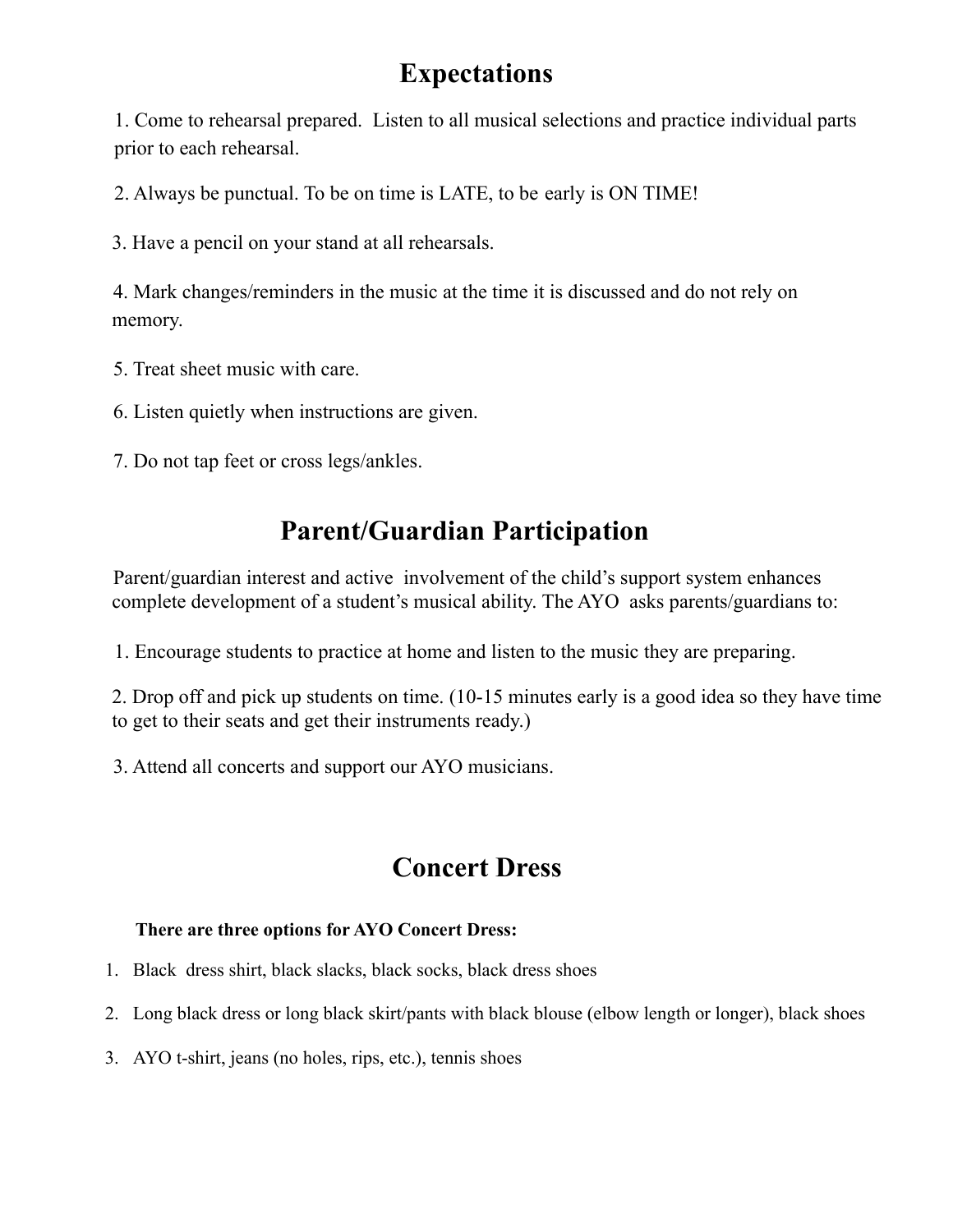## Expectations

1. Come to rehearsal prepared. Listen to all musical selections and practice individual parts prior to each rehearsal.
2. Always be punctual. To be on time is LATE, to be early is ON TIME!
3. Have a pencil on your stand at all rehearsals.
4. Mark changes/reminders in the music at the time it is discussed and do not rely on memory.
5. Treat sheet music with care.
6. Listen quietly when instructions are given.
7. Do not tap feet or cross legs/ankles.

## Parent/Guardian Participation

Parent/guardian interest and active involvement of the child's support system enhances complete development of a student's musical ability. The AYO asks parents/guardians to:

1. Encourage students to practice at home and listen to the music they are preparing.
2. Drop off and pick up students on time. (10-15 minutes early is a good idea so they have time to get to their seats and get their instruments ready.)
3. Attend all concerts and support our AYO musicians.

## Concert Dress

**There are three options for AYO Concert Dress:**

1. Black dress shirt, black slacks, black socks, black dress shoes
2. Long black dress or long black skirt/pants with black blouse (elbow length or longer), black shoes
3. AYO t-shirt, jeans (no holes, rips, etc.), tennis shoes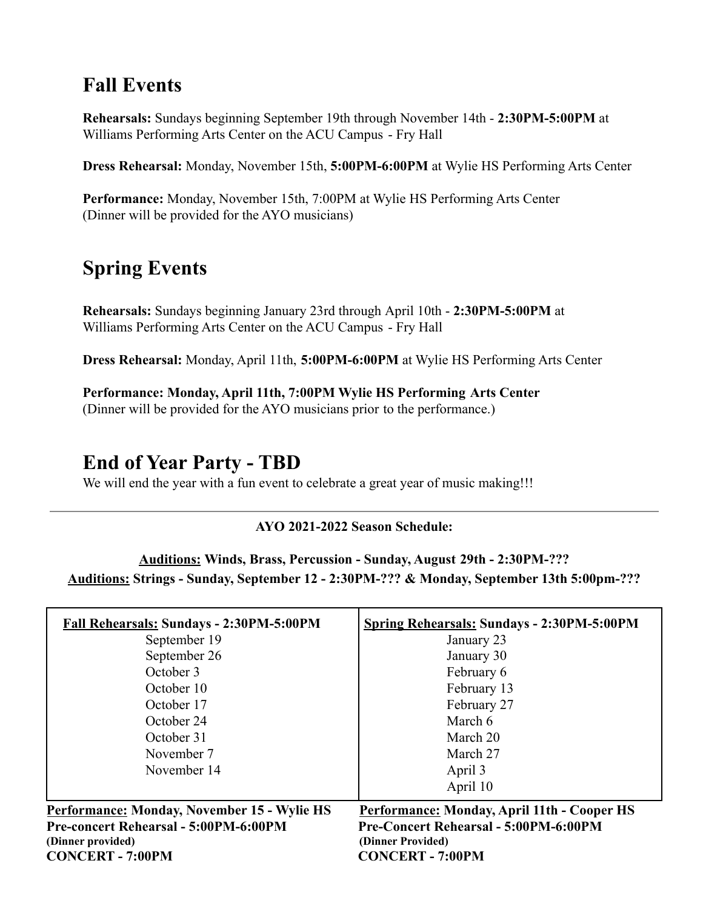## Fall Events

**Rehearsals:** Sundays beginning September 19th through November 14th - **2:30PM-5:00PM** at Williams Performing Arts Center on the ACU Campus - Fry Hall

**Dress Rehearsal:** Monday, November 15th, **5:00PM-6:00PM** at Wylie HS Performing Arts Center

**Performance:** Monday, November 15th, 7:00PM at Wylie HS Performing Arts Center
(Dinner will be provided for the AYO musicians)

## Spring Events

**Rehearsals:** Sundays beginning January 23rd through April 10th - **2:30PM-5:00PM** at Williams Performing Arts Center on the ACU Campus - Fry Hall

**Dress Rehearsal:** Monday, April 11th, **5:00PM-6:00PM** at Wylie HS Performing Arts Center

**Performance: Monday, April 11th, 7:00PM Wylie HS Performing Arts Center**
(Dinner will be provided for the AYO musicians prior to the performance.)

## End of Year Party - TBD

We will end the year with a fun event to celebrate a great year of music making!!!

---

**AYO 2021-2022 Season Schedule:**

**Auditions: Winds, Brass, Percussion - Sunday, August 29th - 2:30PM-???**

**Auditions: Strings - Sunday, September 12 - 2:30PM-??? & Monday, September 13th 5:00pm-???**

| **Fall Rehearsals: Sundays - 2:30PM-5:00PM** | **Spring Rehearsals: Sundays - 2:30PM-5:00PM** |
|---|---|
| September 19 | January 23 |
| September 26 | January 30 |
| October 3 | February 6 |
| October 10 | February 13 |
| October 17 | February 27 |
| October 24 | March 6 |
| October 31 | March 20 |
| November 7 | March 27 |
| November 14 | April 3 |
| | April 10 |

**Performance: Monday, November 15 - Wylie HS**
**Pre-concert Rehearsal - 5:00PM-6:00PM**
**(Dinner provided)**
**CONCERT - 7:00PM**

**Performance: Monday, April 11th - Cooper HS**
**Pre-Concert Rehearsal - 5:00PM-6:00PM**
**(Dinner Provided)**
**CONCERT - 7:00PM**